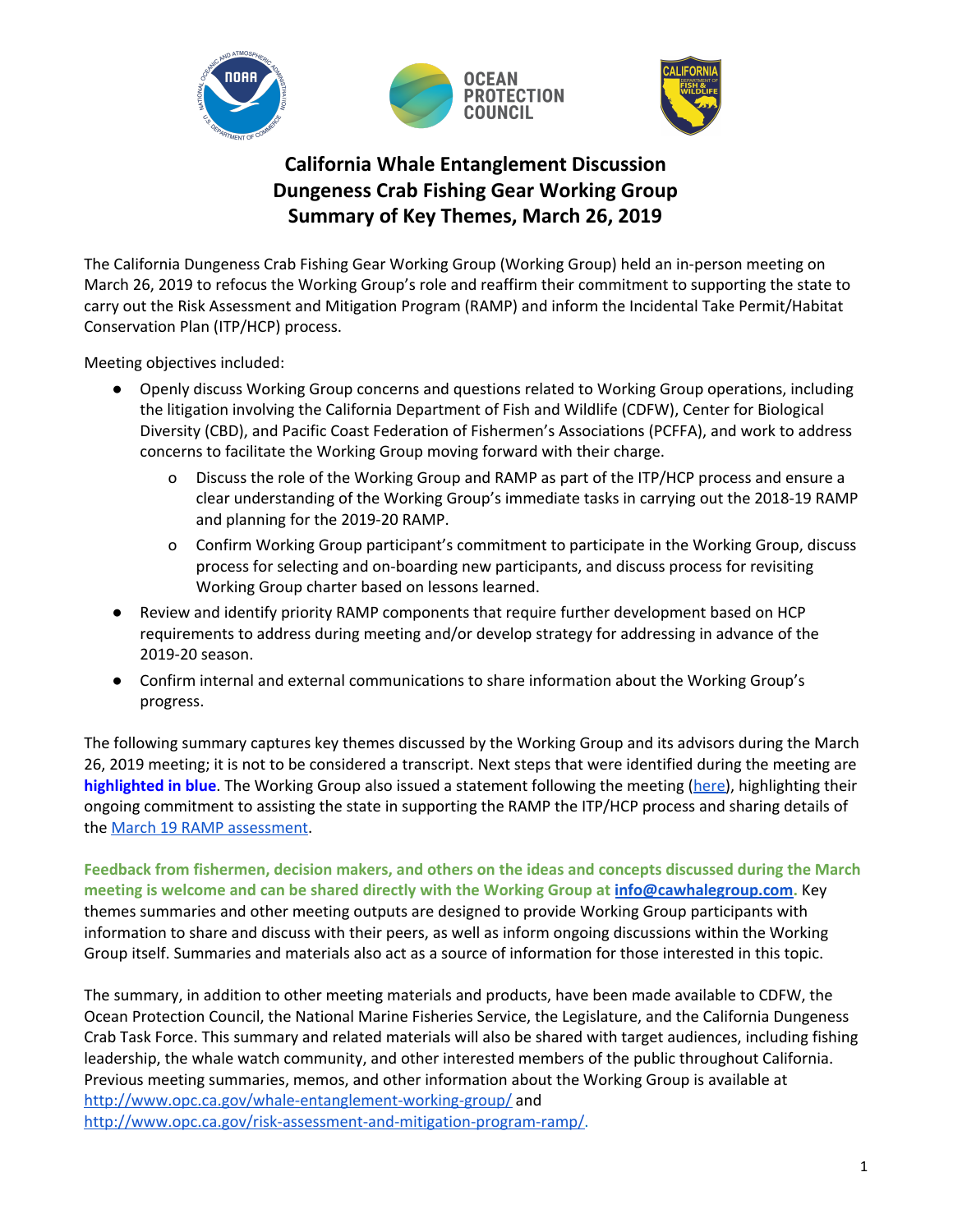# California Whale Entanglement Discussion
# Dungeness Crab Fishing Gear Working Group
# Summary of Key Themes, March 26, 2019

The California Dungeness Crab Fishing Gear Working Group (Working Group) held an in-person meeting on March 26, 2019 to refocus the Working Group's role and reaffirm their commitment to supporting the state to carry out the Risk Assessment and Mitigation Program (RAMP) and inform the Incidental Take Permit/Habitat Conservation Plan (ITP/HCP) process.

Meeting objectives included:

- Openly discuss Working Group concerns and questions related to Working Group operations, including the litigation involving the California Department of Fish and Wildlife (CDFW), Center for Biological Diversity (CBD), and Pacific Coast Federation of Fishermen's Associations (PCFFA), and work to address concerns to facilitate the Working Group moving forward with their charge.
  - Discuss the role of the Working Group and RAMP as part of the ITP/HCP process and ensure a clear understanding of the Working Group's immediate tasks in carrying out the 2018-19 RAMP and planning for the 2019-20 RAMP.
  - Confirm Working Group participant's commitment to participate in the Working Group, discuss process for selecting and on-boarding new participants, and discuss process for revisiting Working Group charter based on lessons learned.
- Review and identify priority RAMP components that require further development based on HCP requirements to address during meeting and/or develop strategy for addressing in advance of the 2019-20 season.
- Confirm internal and external communications to share information about the Working Group's progress.

The following summary captures key themes discussed by the Working Group and its advisors during the March 26, 2019 meeting; it is not to be considered a transcript. Next steps that were identified during the meeting are **highlighted in blue**. The Working Group also issued a statement following the meeting (here), highlighting their ongoing commitment to assisting the state in supporting the RAMP the ITP/HCP process and sharing details of the March 19 RAMP assessment.

**Feedback from fishermen, decision makers, and others on the ideas and concepts discussed during the March meeting is welcome and can be shared directly with the Working Group at info@cawhalegroup.com.** Key themes summaries and other meeting outputs are designed to provide Working Group participants with information to share and discuss with their peers, as well as inform ongoing discussions within the Working Group itself. Summaries and materials also act as a source of information for those interested in this topic.

The summary, in addition to other meeting materials and products, have been made available to CDFW, the Ocean Protection Council, the National Marine Fisheries Service, the Legislature, and the California Dungeness Crab Task Force. This summary and related materials will also be shared with target audiences, including fishing leadership, the whale watch community, and other interested members of the public throughout California. Previous meeting summaries, memos, and other information about the Working Group is available at http://www.opc.ca.gov/whale-entanglement-working-group/ and http://www.opc.ca.gov/risk-assessment-and-mitigation-program-ramp/.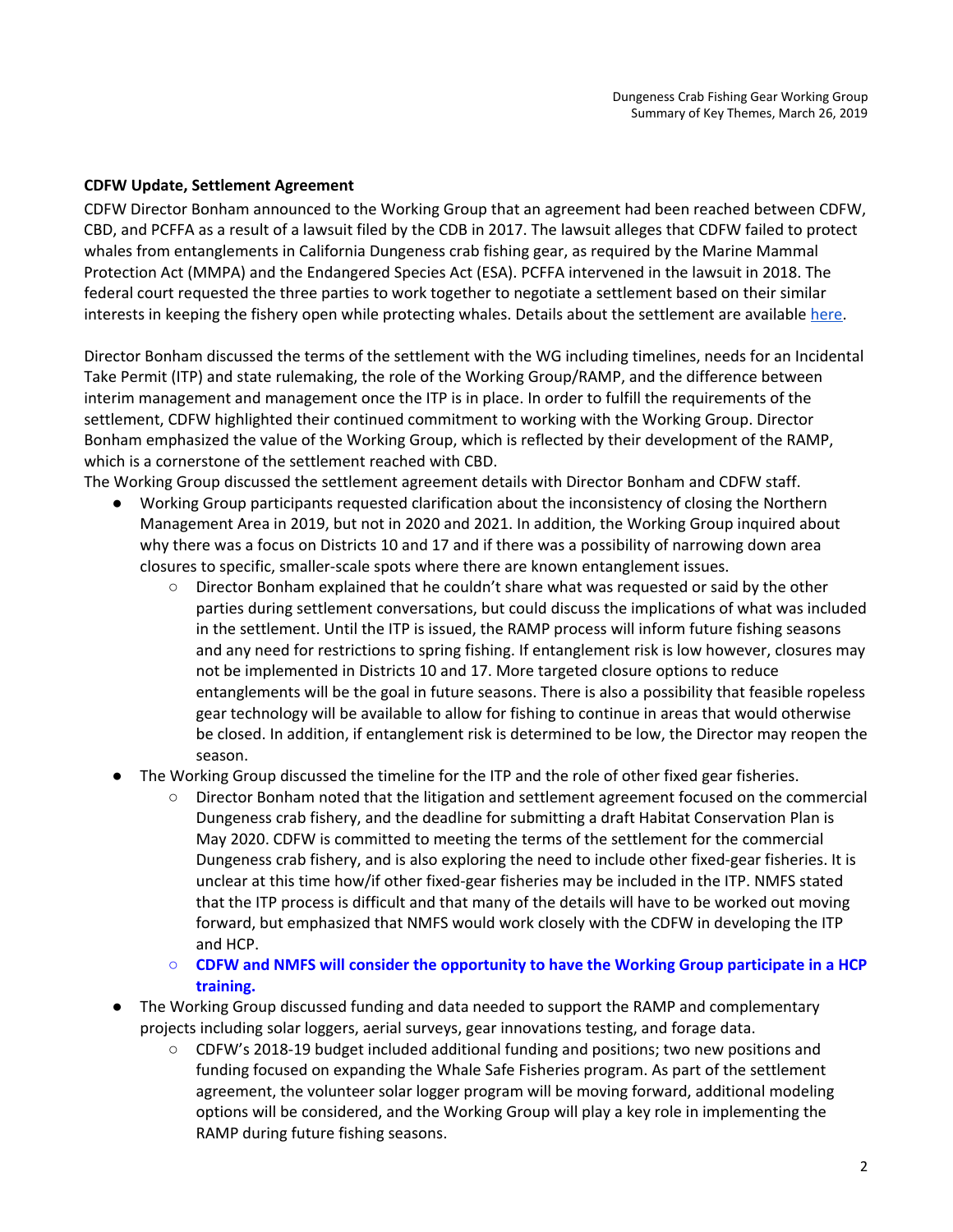**CDFW Update, Settlement Agreement**

CDFW Director Bonham announced to the Working Group that an agreement had been reached between CDFW, CBD, and PCFFA as a result of a lawsuit filed by the CDB in 2017. The lawsuit alleges that CDFW failed to protect whales from entanglements in California Dungeness crab fishing gear, as required by the Marine Mammal Protection Act (MMPA) and the Endangered Species Act (ESA). PCFFA intervened in the lawsuit in 2018. The federal court requested the three parties to work together to negotiate a settlement based on their similar interests in keeping the fishery open while protecting whales. Details about the settlement are available [here](#).

Director Bonham discussed the terms of the settlement with the WG including timelines, needs for an Incidental Take Permit (ITP) and state rulemaking, the role of the Working Group/RAMP, and the difference between interim management and management once the ITP is in place. In order to fulfill the requirements of the settlement, CDFW highlighted their continued commitment to working with the Working Group. Director Bonham emphasized the value of the Working Group, which is reflected by their development of the RAMP, which is a cornerstone of the settlement reached with CBD.

The Working Group discussed the settlement agreement details with Director Bonham and CDFW staff.

- Working Group participants requested clarification about the inconsistency of closing the Northern Management Area in 2019, but not in 2020 and 2021. In addition, the Working Group inquired about why there was a focus on Districts 10 and 17 and if there was a possibility of narrowing down area closures to specific, smaller-scale spots where there are known entanglement issues.
  - Director Bonham explained that he couldn't share what was requested or said by the other parties during settlement conversations, but could discuss the implications of what was included in the settlement. Until the ITP is issued, the RAMP process will inform future fishing seasons and any need for restrictions to spring fishing. If entanglement risk is low however, closures may not be implemented in Districts 10 and 17. More targeted closure options to reduce entanglements will be the goal in future seasons. There is also a possibility that feasible ropeless gear technology will be available to allow for fishing to continue in areas that would otherwise be closed. In addition, if entanglement risk is determined to be low, the Director may reopen the season.
- The Working Group discussed the timeline for the ITP and the role of other fixed gear fisheries.
  - Director Bonham noted that the litigation and settlement agreement focused on the commercial Dungeness crab fishery, and the deadline for submitting a draft Habitat Conservation Plan is May 2020. CDFW is committed to meeting the terms of the settlement for the commercial Dungeness crab fishery, and is also exploring the need to include other fixed-gear fisheries. It is unclear at this time how/if other fixed-gear fisheries may be included in the ITP. NMFS stated that the ITP process is difficult and that many of the details will have to be worked out moving forward, but emphasized that NMFS would work closely with the CDFW in developing the ITP and HCP.
  - **CDFW and NMFS will consider the opportunity to have the Working Group participate in a HCP training.**
- The Working Group discussed funding and data needed to support the RAMP and complementary projects including solar loggers, aerial surveys, gear innovations testing, and forage data.
  - CDFW's 2018-19 budget included additional funding and positions; two new positions and funding focused on expanding the Whale Safe Fisheries program. As part of the settlement agreement, the volunteer solar logger program will be moving forward, additional modeling options will be considered, and the Working Group will play a key role in implementing the RAMP during future fishing seasons.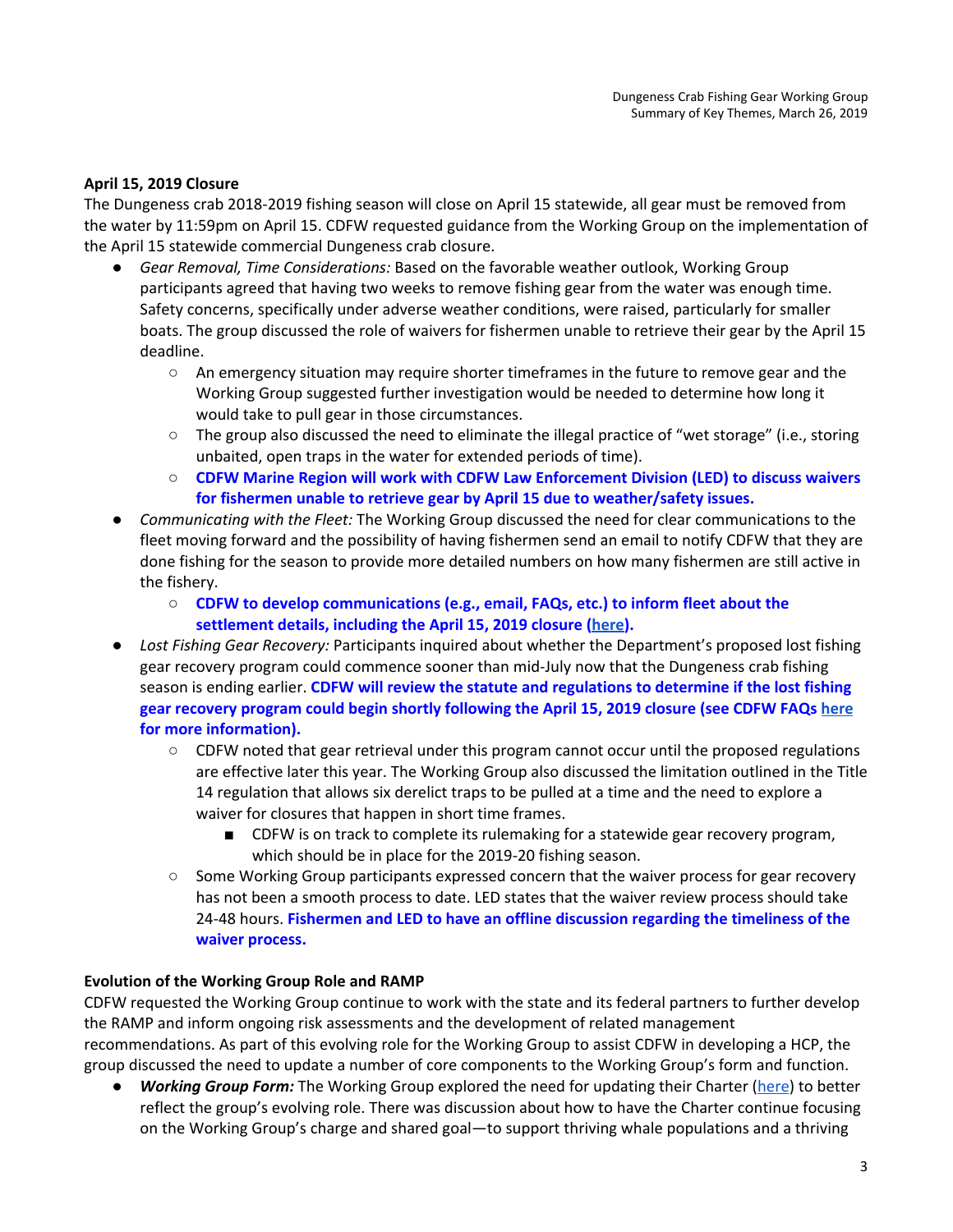**April 15, 2019 Closure**

The Dungeness crab 2018-2019 fishing season will close on April 15 statewide, all gear must be removed from the water by 11:59pm on April 15. CDFW requested guidance from the Working Group on the implementation of the April 15 statewide commercial Dungeness crab closure.

- *Gear Removal, Time Considerations:* Based on the favorable weather outlook, Working Group participants agreed that having two weeks to remove fishing gear from the water was enough time. Safety concerns, specifically under adverse weather conditions, were raised, particularly for smaller boats. The group discussed the role of waivers for fishermen unable to retrieve their gear by the April 15 deadline.
  - An emergency situation may require shorter timeframes in the future to remove gear and the Working Group suggested further investigation would be needed to determine how long it would take to pull gear in those circumstances.
  - The group also discussed the need to eliminate the illegal practice of "wet storage" (i.e., storing unbaited, open traps in the water for extended periods of time).
  - **CDFW Marine Region will work with CDFW Law Enforcement Division (LED) to discuss waivers for fishermen unable to retrieve gear by April 15 due to weather/safety issues.**
- *Communicating with the Fleet:* The Working Group discussed the need for clear communications to the fleet moving forward and the possibility of having fishermen send an email to notify CDFW that they are done fishing for the season to provide more detailed numbers on how many fishermen are still active in the fishery.
  - **CDFW to develop communications (e.g., email, FAQs, etc.) to inform fleet about the settlement details, including the April 15, 2019 closure (here).**
- *Lost Fishing Gear Recovery:* Participants inquired about whether the Department's proposed lost fishing gear recovery program could commence sooner than mid-July now that the Dungeness crab fishing season is ending earlier. **CDFW will review the statute and regulations to determine if the lost fishing gear recovery program could begin shortly following the April 15, 2019 closure (see CDFW FAQs here for more information).**
  - CDFW noted that gear retrieval under this program cannot occur until the proposed regulations are effective later this year. The Working Group also discussed the limitation outlined in the Title 14 regulation that allows six derelict traps to be pulled at a time and the need to explore a waiver for closures that happen in short time frames.
    - CDFW is on track to complete its rulemaking for a statewide gear recovery program, which should be in place for the 2019-20 fishing season.
  - Some Working Group participants expressed concern that the waiver process for gear recovery has not been a smooth process to date. LED states that the waiver review process should take 24-48 hours. **Fishermen and LED to have an offline discussion regarding the timeliness of the waiver process.**

**Evolution of the Working Group Role and RAMP**

CDFW requested the Working Group continue to work with the state and its federal partners to further develop the RAMP and inform ongoing risk assessments and the development of related management recommendations. As part of this evolving role for the Working Group to assist CDFW in developing a HCP, the group discussed the need to update a number of core components to the Working Group's form and function.

- ***Working Group Form:*** The Working Group explored the need for updating their Charter (here) to better reflect the group's evolving role. There was discussion about how to have the Charter continue focusing on the Working Group's charge and shared goal—to support thriving whale populations and a thriving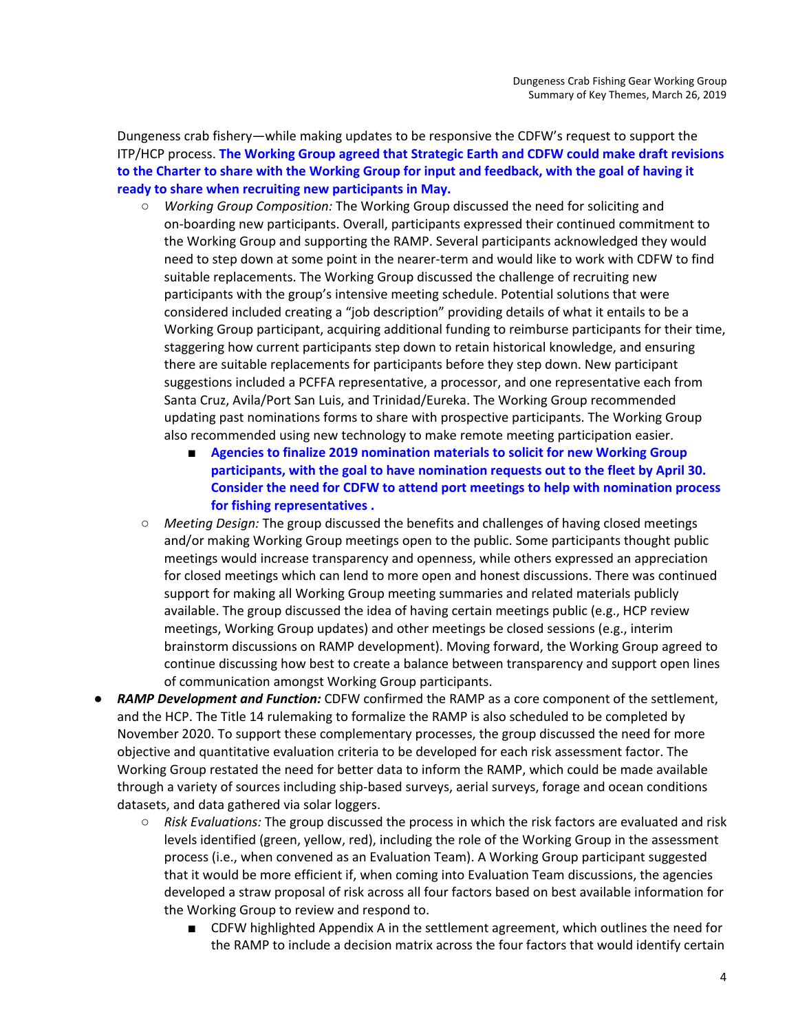Dungeness crab fishery—while making updates to be responsive the CDFW's request to support the ITP/HCP process. **The Working Group agreed that Strategic Earth and CDFW could make draft revisions to the Charter to share with the Working Group for input and feedback, with the goal of having it ready to share when recruiting new participants in May.**

- *Working Group Composition:* The Working Group discussed the need for soliciting and on-boarding new participants. Overall, participants expressed their continued commitment to the Working Group and supporting the RAMP. Several participants acknowledged they would need to step down at some point in the nearer-term and would like to work with CDFW to find suitable replacements. The Working Group discussed the challenge of recruiting new participants with the group's intensive meeting schedule. Potential solutions that were considered included creating a "job description" providing details of what it entails to be a Working Group participant, acquiring additional funding to reimburse participants for their time, staggering how current participants step down to retain historical knowledge, and ensuring there are suitable replacements for participants before they step down. New participant suggestions included a PCFFA representative, a processor, and one representative each from Santa Cruz, Avila/Port San Luis, and Trinidad/Eureka. The Working Group recommended updating past nominations forms to share with prospective participants. The Working Group also recommended using new technology to make remote meeting participation easier.
  - **Agencies to finalize 2019 nomination materials to solicit for new Working Group participants, with the goal to have nomination requests out to the fleet by April 30. Consider the need for CDFW to attend port meetings to help with nomination process for fishing representatives .**
- *Meeting Design:* The group discussed the benefits and challenges of having closed meetings and/or making Working Group meetings open to the public. Some participants thought public meetings would increase transparency and openness, while others expressed an appreciation for closed meetings which can lend to more open and honest discussions. There was continued support for making all Working Group meeting summaries and related materials publicly available. The group discussed the idea of having certain meetings public (e.g., HCP review meetings, Working Group updates) and other meetings be closed sessions (e.g., interim brainstorm discussions on RAMP development). Moving forward, the Working Group agreed to continue discussing how best to create a balance between transparency and support open lines of communication amongst Working Group participants.

- ***RAMP Development and Function:*** CDFW confirmed the RAMP as a core component of the settlement, and the HCP. The Title 14 rulemaking to formalize the RAMP is also scheduled to be completed by November 2020. To support these complementary processes, the group discussed the need for more objective and quantitative evaluation criteria to be developed for each risk assessment factor. The Working Group restated the need for better data to inform the RAMP, which could be made available through a variety of sources including ship-based surveys, aerial surveys, forage and ocean conditions datasets, and data gathered via solar loggers.
  - *Risk Evaluations:* The group discussed the process in which the risk factors are evaluated and risk levels identified (green, yellow, red), including the role of the Working Group in the assessment process (i.e., when convened as an Evaluation Team). A Working Group participant suggested that it would be more efficient if, when coming into Evaluation Team discussions, the agencies developed a straw proposal of risk across all four factors based on best available information for the Working Group to review and respond to.
    - CDFW highlighted Appendix A in the settlement agreement, which outlines the need for the RAMP to include a decision matrix across the four factors that would identify certain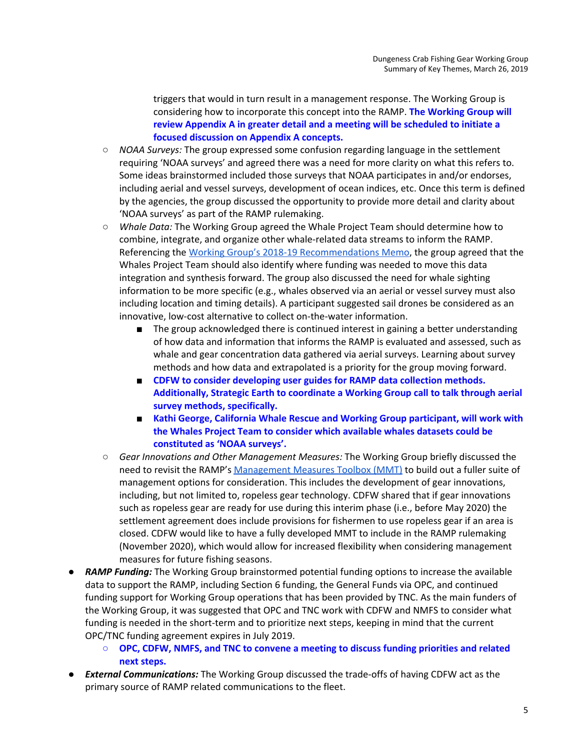triggers that would in turn result in a management response. The Working Group is considering how to incorporate this concept into the RAMP. **The Working Group will review Appendix A in greater detail and a meeting will be scheduled to initiate a focused discussion on Appendix A concepts.**

- *NOAA Surveys:* The group expressed some confusion regarding language in the settlement requiring 'NOAA surveys' and agreed there was a need for more clarity on what this refers to. Some ideas brainstormed included those surveys that NOAA participates in and/or endorses, including aerial and vessel surveys, development of ocean indices, etc. Once this term is defined by the agencies, the group discussed the opportunity to provide more detail and clarity about 'NOAA surveys' as part of the RAMP rulemaking.
- *Whale Data:* The Working Group agreed the Whale Project Team should determine how to combine, integrate, and organize other whale-related data streams to inform the RAMP. Referencing the [Working Group's 2018-19 Recommendations Memo](), the group agreed that the Whales Project Team should also identify where funding was needed to move this data integration and synthesis forward. The group also discussed the need for whale sighting information to be more specific (e.g., whales observed via an aerial or vessel survey must also including location and timing details). A participant suggested sail drones be considered as an innovative, low-cost alternative to collect on-the-water information.
  - The group acknowledged there is continued interest in gaining a better understanding of how data and information that informs the RAMP is evaluated and assessed, such as whale and gear concentration data gathered via aerial surveys. Learning about survey methods and how data and extrapolated is a priority for the group moving forward.
  - **CDFW to consider developing user guides for RAMP data collection methods. Additionally, Strategic Earth to coordinate a Working Group call to talk through aerial survey methods, specifically.**
  - **Kathi George, California Whale Rescue and Working Group participant, will work with the Whales Project Team to consider which available whales datasets could be constituted as 'NOAA surveys'.**
- *Gear Innovations and Other Management Measures:* The Working Group briefly discussed the need to revisit the RAMP's [Management Measures Toolbox (MMT)]() to build out a fuller suite of management options for consideration. This includes the development of gear innovations, including, but not limited to, ropeless gear technology. CDFW shared that if gear innovations such as ropeless gear are ready for use during this interim phase (i.e., before May 2020) the settlement agreement does include provisions for fishermen to use ropeless gear if an area is closed. CDFW would like to have a fully developed MMT to include in the RAMP rulemaking (November 2020), which would allow for increased flexibility when considering management measures for future fishing seasons.

- ***RAMP Funding:*** The Working Group brainstormed potential funding options to increase the available data to support the RAMP, including Section 6 funding, the General Funds via OPC, and continued funding support for Working Group operations that has been provided by TNC. As the main funders of the Working Group, it was suggested that OPC and TNC work with CDFW and NMFS to consider what funding is needed in the short-term and to prioritize next steps, keeping in mind that the current OPC/TNC funding agreement expires in July 2019.
  - **OPC, CDFW, NMFS, and TNC to convene a meeting to discuss funding priorities and related next steps.**
- ***External Communications:*** The Working Group discussed the trade-offs of having CDFW act as the primary source of RAMP related communications to the fleet.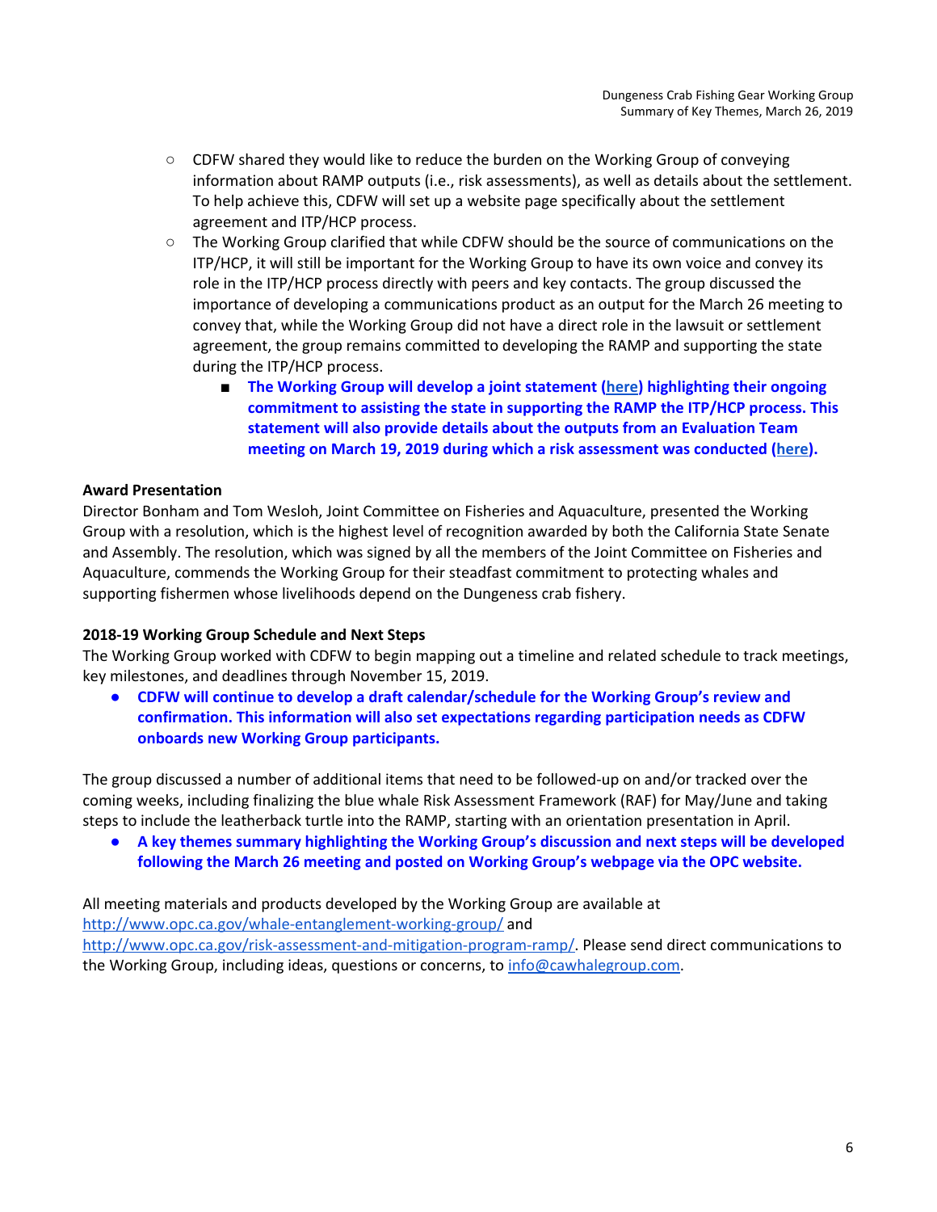- CDFW shared they would like to reduce the burden on the Working Group of conveying information about RAMP outputs (i.e., risk assessments), as well as details about the settlement. To help achieve this, CDFW will set up a website page specifically about the settlement agreement and ITP/HCP process.
- The Working Group clarified that while CDFW should be the source of communications on the ITP/HCP, it will still be important for the Working Group to have its own voice and convey its role in the ITP/HCP process directly with peers and key contacts. The group discussed the importance of developing a communications product as an output for the March 26 meeting to convey that, while the Working Group did not have a direct role in the lawsuit or settlement agreement, the group remains committed to developing the RAMP and supporting the state during the ITP/HCP process.
  - **The Working Group will develop a joint statement (here) highlighting their ongoing commitment to assisting the state in supporting the RAMP the ITP/HCP process. This statement will also provide details about the outputs from an Evaluation Team meeting on March 19, 2019 during which a risk assessment was conducted (here).**

**Award Presentation**

Director Bonham and Tom Wesloh, Joint Committee on Fisheries and Aquaculture, presented the Working Group with a resolution, which is the highest level of recognition awarded by both the California State Senate and Assembly. The resolution, which was signed by all the members of the Joint Committee on Fisheries and Aquaculture, commends the Working Group for their steadfast commitment to protecting whales and supporting fishermen whose livelihoods depend on the Dungeness crab fishery.

**2018-19 Working Group Schedule and Next Steps**

The Working Group worked with CDFW to begin mapping out a timeline and related schedule to track meetings, key milestones, and deadlines through November 15, 2019.

- **CDFW will continue to develop a draft calendar/schedule for the Working Group's review and confirmation. This information will also set expectations regarding participation needs as CDFW onboards new Working Group participants.**

The group discussed a number of additional items that need to be followed-up on and/or tracked over the coming weeks, including finalizing the blue whale Risk Assessment Framework (RAF) for May/June and taking steps to include the leatherback turtle into the RAMP, starting with an orientation presentation in April.

- **A key themes summary highlighting the Working Group's discussion and next steps will be developed following the March 26 meeting and posted on Working Group's webpage via the OPC website.**

All meeting materials and products developed by the Working Group are available at http://www.opc.ca.gov/whale-entanglement-working-group/ and http://www.opc.ca.gov/risk-assessment-and-mitigation-program-ramp/. Please send direct communications to the Working Group, including ideas, questions or concerns, to info@cawhalegroup.com.